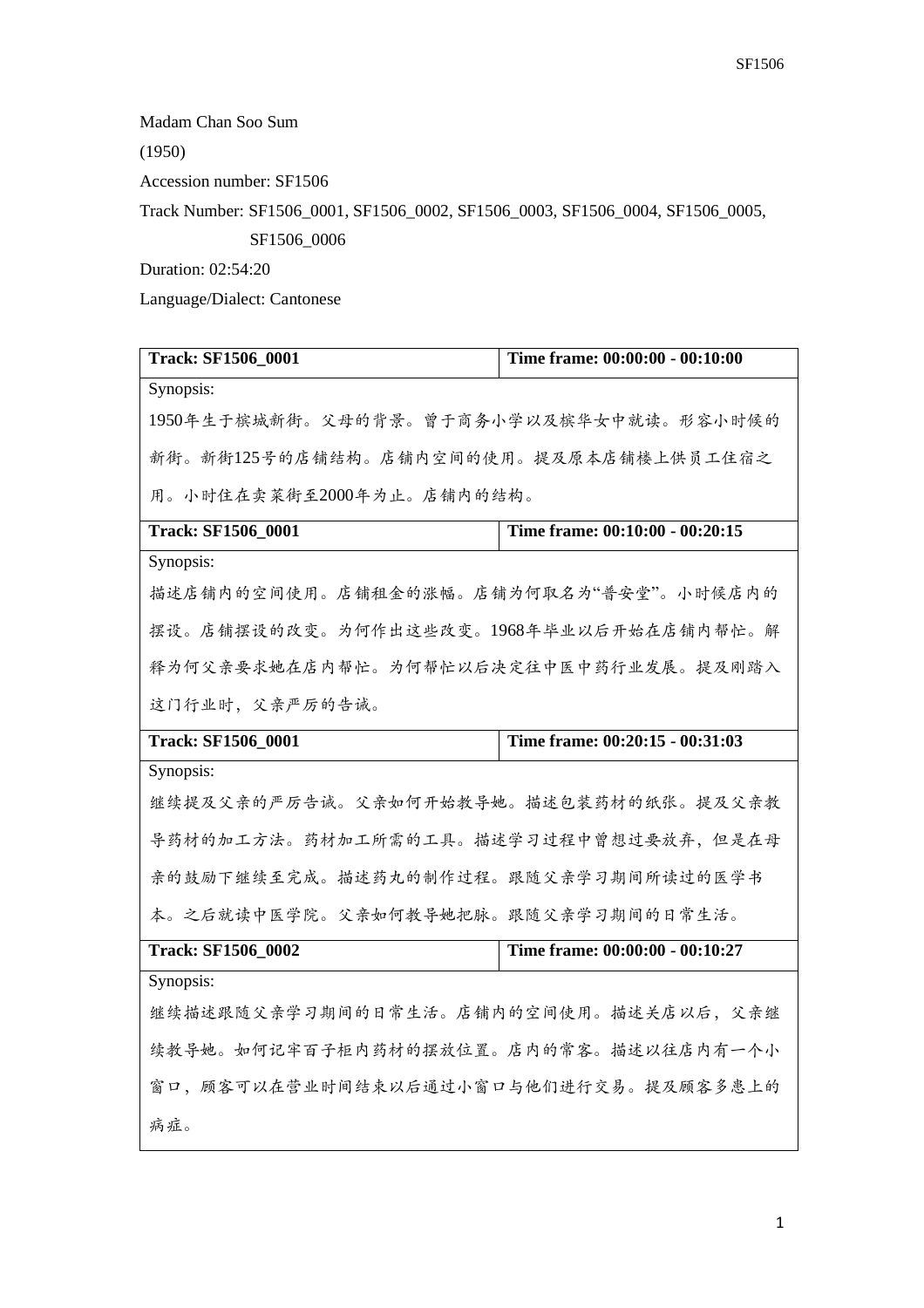Madam Chan Soo Sum

(1950)

Accession number: SF1506

Track Number: SF1506_0001, SF1506_0002, SF1506_0003, SF1506_0004, SF1506_0005, SF1506_0006

Duration: 02:54:20

Language/Dialect: Cantonese

| **Track: SF1506_0001** | **Time frame: 00:00:00 - 00:10:00** |
|---|---|
| Synopsis:<br>1950年生于槟城新街。父母的背景。曾于商务小学以及槟华女中就读。形容小时候的新街。新街125号的店铺结构。店铺内空间的使用。提及原本店铺楼上供员工住宿之用。小时住在卖菜街至2000年为止。店铺内的结构。 | |
| **Track: SF1506_0001** | **Time frame: 00:10:00 - 00:20:15** |
| Synopsis:<br>描述店铺内的空间使用。店铺租金的涨幅。店铺为何取名为"普安堂"。小时候店内的摆设。店铺摆设的改变。为何作出这些改变。1968年毕业以后开始在店铺内帮忙。解释为何父亲要求她在店内帮忙。为何帮忙以后决定往中医中药行业发展。提及刚踏入这门行业时，父亲严厉的告诫。 | |
| **Track: SF1506_0001** | **Time frame: 00:20:15 - 00:31:03** |
| Synopsis:<br>继续提及父亲的严厉告诫。父亲如何开始教导她。描述包装药材的纸张。提及父亲教导药材的加工方法。药材加工所需的工具。描述学习过程中曾想过要放弃，但是在母亲的鼓励下继续至完成。描述药丸的制作过程。跟随父亲学习期间所读过的医学书本。之后就读中医学院。父亲如何教导她把脉。跟随父亲学习期间的日常生活。 | |
| **Track: SF1506_0002** | **Time frame: 00:00:00 - 00:10:27** |
| Synopsis:<br>继续描述跟随父亲学习期间的日常生活。店铺内的空间使用。描述关店以后，父亲继续教导她。如何记牢百子柜内药材的摆放位置。店内的常客。描述以往店内有一个小窗口，顾客可以在营业时间结束以后通过小窗口与他们进行交易。提及顾客多患上的病症。 | |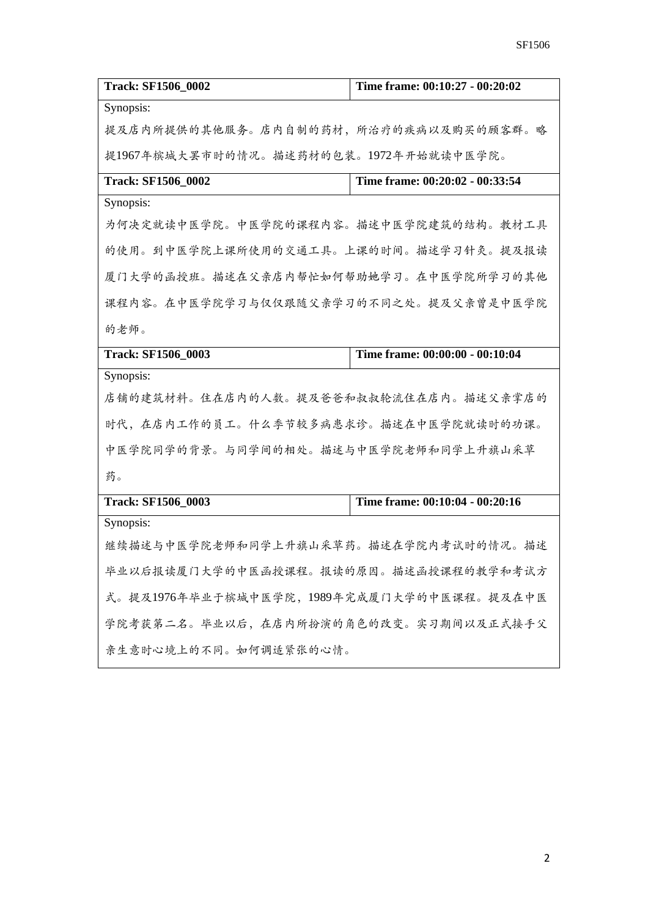| **Track: SF1506_0002** | **Time frame: 00:10:27 - 00:20:02** |
|---|---|
| Synopsis:<br>提及店内所提供的其他服务。店内自制的药材，所治疗的疾病以及购买的顾客群。略提1967年槟城大罢市时的情况。描述药材的包装。1972年开始就读中医学院。 | |
| **Track: SF1506_0002** | **Time frame: 00:20:02 - 00:33:54** |
| Synopsis:<br>为何决定就读中医学院。中医学院的课程内容。描述中医学院建筑的结构。教材工具的使用。到中医学院上课所使用的交通工具。上课的时间。描述学习针灸。提及报读厦门大学的函授班。描述在父亲店内帮忙如何帮助她学习。在中医学院所学习的其他课程内容。在中医学院学习与仅仅跟随父亲学习的不同之处。提及父亲曾是中医学院的老师。 | |
| **Track: SF1506_0003** | **Time frame: 00:00:00 - 00:10:04** |
| Synopsis:<br>店铺的建筑材料。住在店内的人数。提及爸爸和叔叔轮流住在店内。描述父亲掌店的时代，在店内工作的员工。什么季节较多病患求诊。描述在中医学院就读时的功课。中医学院同学的背景。与同学间的相处。描述与中医学院老师和同学上升旗山采草药。 | |
| **Track: SF1506_0003** | **Time frame: 00:10:04 - 00:20:16** |
| Synopsis:<br>继续描述与中医学院老师和同学上升旗山采草药。描述在学院内考试时的情况。描述毕业以后报读厦门大学的中医函授课程。报读的原因。描述函授课程的教学和考试方式。提及1976年毕业于槟城中医学院，1989年完成厦门大学的中医课程。提及在中医学院考获第二名。毕业以后，在店内所扮演的角色的改变。实习期间以及正式接手父亲生意时心境上的不同。如何调适紧张的心情。 | |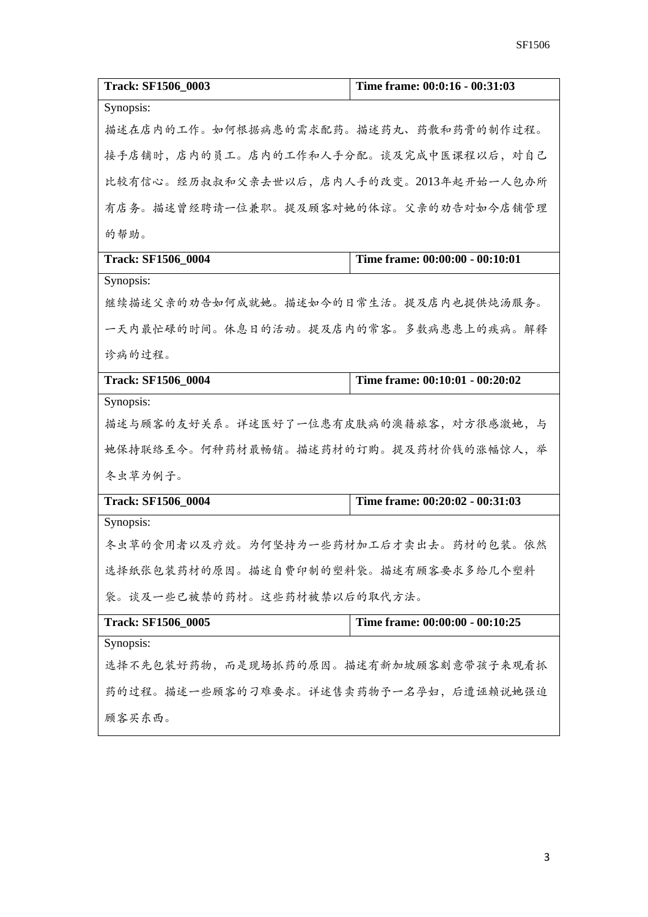| Track: SF1506_0003 | Time frame: 00:0:16 - 00:31:03 |
| --- | --- |
| Synopsis:<br>描述在店内的工作。如何根据病患的需求配药。描述药丸、药散和药膏的制作过程。接手店铺时，店内的员工。店内的工作和人手分配。谈及完成中医课程以后，对自己比较有信心。经历叔叔和父亲去世以后，店内人手的改变。2013年起开始一人包办所有店务。描述曾经聘请一位兼职。提及顾客对她的体谅。父亲的劝告对如今店铺管理的帮助。 | |
| **Track: SF1506_0004** | **Time frame: 00:00:00 - 00:10:01** |
| Synopsis:<br>继续描述父亲的劝告如何成就她。描述如今的日常生活。提及店内也提供炖汤服务。一天内最忙碌的时间。休息日的活动。提及店内的常客。多数病患患上的疾病。解释诊病的过程。 | |
| **Track: SF1506_0004** | **Time frame: 00:10:01 - 00:20:02** |
| Synopsis:<br>描述与顾客的友好关系。详述医好了一位患有皮肤病的澳籍旅客，对方很感激她，与她保持联络至今。何种药材最畅销。描述药材的订购。提及药材价钱的涨幅惊人，举冬虫草为例子。 | |
| **Track: SF1506_0004** | **Time frame: 00:20:02 - 00:31:03** |
| Synopsis:<br>冬虫草的食用者以及疗效。为何坚持为一些药材加工后才卖出去。药材的包装。依然选择纸张包装药材的原因。描述自费印制的塑料袋。描述有顾客要求多给几个塑料袋。谈及一些已被禁的药材。这些药材被禁以后的取代方法。 | |
| **Track: SF1506_0005** | **Time frame: 00:00:00 - 00:10:25** |
| Synopsis:<br>选择不先包装好药物，而是现场抓药的原因。描述有新加坡顾客刻意带孩子来观看抓药的过程。描述一些顾客的刁难要求。详述售卖药物予一名孕妇，后遭诬赖说她强迫顾客买东西。 | |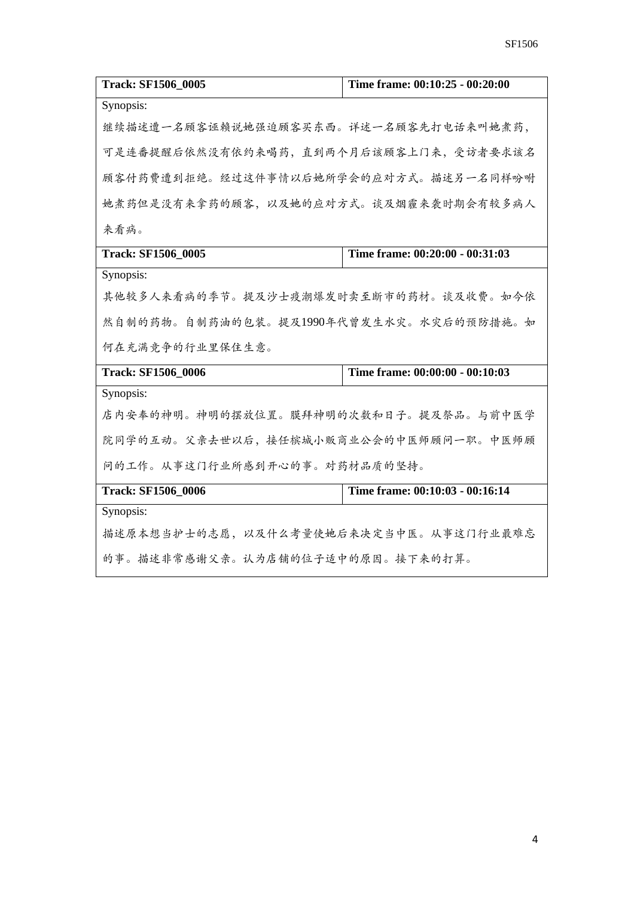| Track: SF1506_0005 | Time frame: 00:10:25 - 00:20:00 |
|---|---|
| Synopsis:<br>继续描述遭一名顾客诬赖说她强迫顾客买东西。详述一名顾客先打电话来叫她煮药，可是连番提醒后依然没有依约来喝药，直到两个月后该顾客上门来，受访者要求该名顾客付药费遭到拒绝。经过这件事情以后她所学会的应对方式。描述另一名同样吩咐她煮药但是没有来拿药的顾客，以及她的应对方式。谈及烟霾来袭时期会有较多病人来看病。 | |

| Track: SF1506_0005 | Time frame: 00:20:00 - 00:31:03 |
|---|---|
| Synopsis:<br>其他较多人来看病的季节。提及沙士疫潮爆发时卖至断市的药材。谈及收费。如今依然自制的药物。自制药油的包装。提及1990年代曾发生水灾。水灾后的预防措施。如何在充满竞争的行业里保住生意。 | |

| Track: SF1506_0006 | Time frame: 00:00:00 - 00:10:03 |
|---|---|
| Synopsis:<br>店内安奉的神明。神明的摆放位置。膜拜神明的次数和日子。提及祭品。与前中医学院同学的互动。父亲去世以后，接任槟城小贩商业公会的中医师顾问一职。中医师顾问的工作。从事这门行业所感到开心的事。对药材品质的坚持。 | |

| Track: SF1506_0006 | Time frame: 00:10:03 - 00:16:14 |
|---|---|
| Synopsis:<br>描述原本想当护士的志愿，以及什么考量使她后来决定当中医。从事这门行业最难忘的事。描述非常感谢父亲。认为店铺的位子适中的原因。接下来的打算。 | |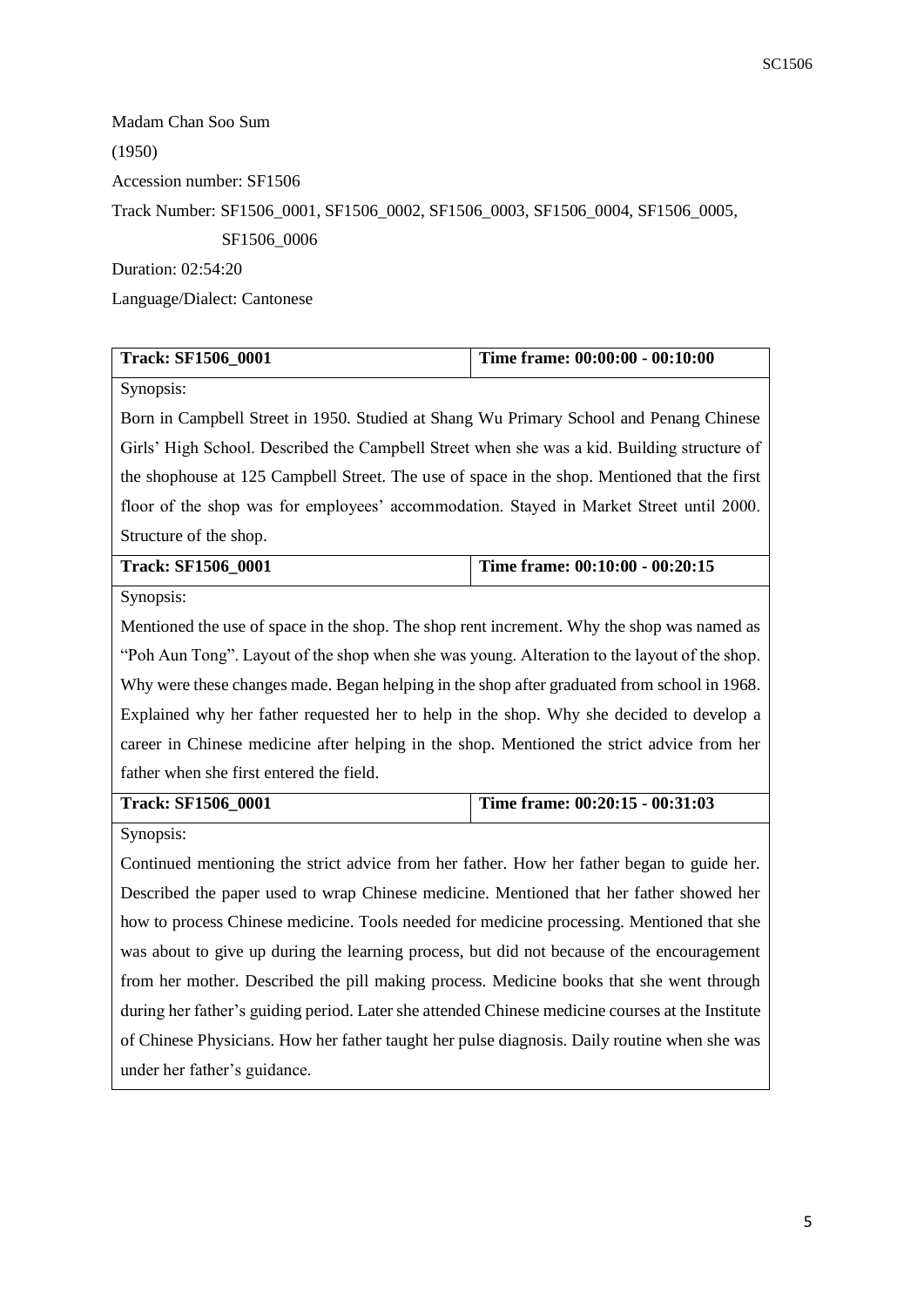Madam Chan Soo Sum

(1950)

Accession number: SF1506

Track Number: SF1506_0001, SF1506_0002, SF1506_0003, SF1506_0004, SF1506_0005, SF1506_0006

Duration: 02:54:20

Language/Dialect: Cantonese

| **Track: SF1506_0001** | **Time frame: 00:00:00 - 00:10:00** |
|---|---|
| Synopsis: Born in Campbell Street in 1950. Studied at Shang Wu Primary School and Penang Chinese Girls' High School. Described the Campbell Street when she was a kid. Building structure of the shophouse at 125 Campbell Street. The use of space in the shop. Mentioned that the first floor of the shop was for employees' accommodation. Stayed in Market Street until 2000. Structure of the shop. | |
| **Track: SF1506_0001** | **Time frame: 00:10:00 - 00:20:15** |
| Synopsis: Mentioned the use of space in the shop. The shop rent increment. Why the shop was named as "Poh Aun Tong". Layout of the shop when she was young. Alteration to the layout of the shop. Why were these changes made. Began helping in the shop after graduated from school in 1968. Explained why her father requested her to help in the shop. Why she decided to develop a career in Chinese medicine after helping in the shop. Mentioned the strict advice from her father when she first entered the field. | |
| **Track: SF1506_0001** | **Time frame: 00:20:15 - 00:31:03** |
| Synopsis: Continued mentioning the strict advice from her father. How her father began to guide her. Described the paper used to wrap Chinese medicine. Mentioned that her father showed her how to process Chinese medicine. Tools needed for medicine processing. Mentioned that she was about to give up during the learning process, but did not because of the encouragement from her mother. Described the pill making process. Medicine books that she went through during her father's guiding period. Later she attended Chinese medicine courses at the Institute of Chinese Physicians. How her father taught her pulse diagnosis. Daily routine when she was under her father's guidance. | |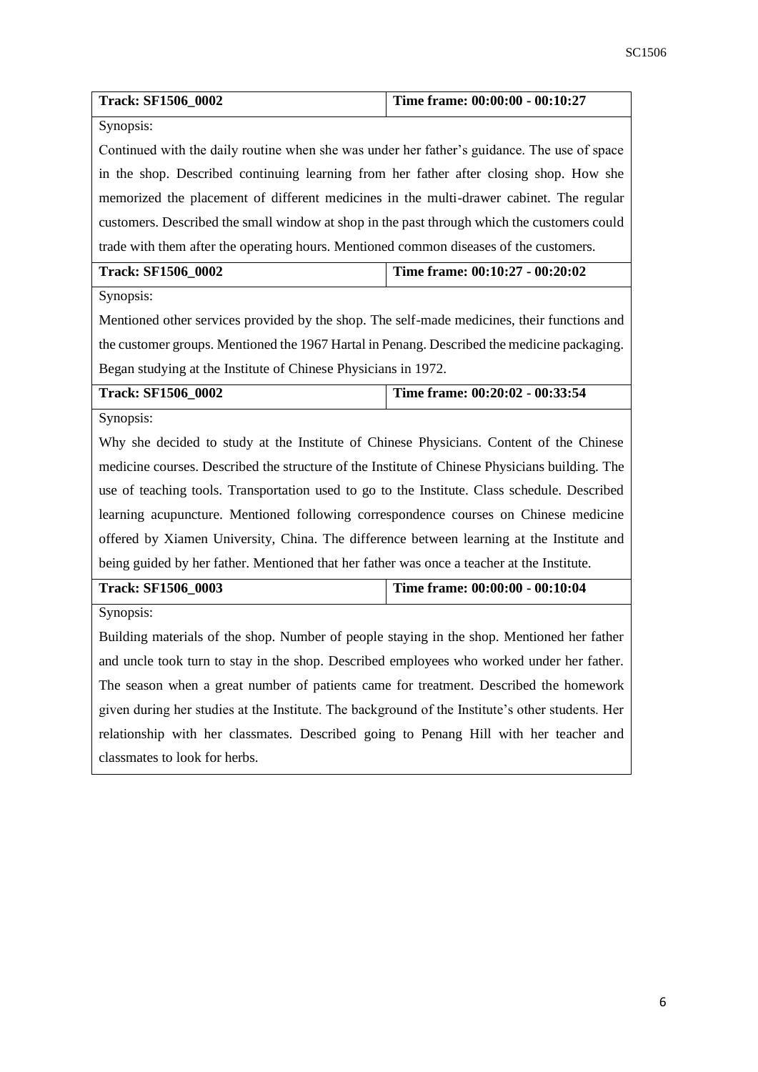| Track: SF1506_0002 | Time frame: 00:00:00 - 00:10:27 |
|---|---|
| Synopsis: Continued with the daily routine when she was under her father's guidance. The use of space in the shop. Described continuing learning from her father after closing shop. How she memorized the placement of different medicines in the multi-drawer cabinet. The regular customers. Described the small window at shop in the past through which the customers could trade with them after the operating hours. Mentioned common diseases of the customers. | |
| **Track: SF1506_0002** | **Time frame: 00:10:27 - 00:20:02** |
| Synopsis: Mentioned other services provided by the shop. The self-made medicines, their functions and the customer groups. Mentioned the 1967 Hartal in Penang. Described the medicine packaging. Began studying at the Institute of Chinese Physicians in 1972. | |
| **Track: SF1506_0002** | **Time frame: 00:20:02 - 00:33:54** |
| Synopsis: Why she decided to study at the Institute of Chinese Physicians. Content of the Chinese medicine courses. Described the structure of the Institute of Chinese Physicians building. The use of teaching tools. Transportation used to go to the Institute. Class schedule. Described learning acupuncture. Mentioned following correspondence courses on Chinese medicine offered by Xiamen University, China. The difference between learning at the Institute and being guided by her father. Mentioned that her father was once a teacher at the Institute. | |
| **Track: SF1506_0003** | **Time frame: 00:00:00 - 00:10:04** |
| Synopsis: Building materials of the shop. Number of people staying in the shop. Mentioned her father and uncle took turn to stay in the shop. Described employees who worked under her father. The season when a great number of patients came for treatment. Described the homework given during her studies at the Institute. The background of the Institute's other students. Her relationship with her classmates. Described going to Penang Hill with her teacher and classmates to look for herbs. | |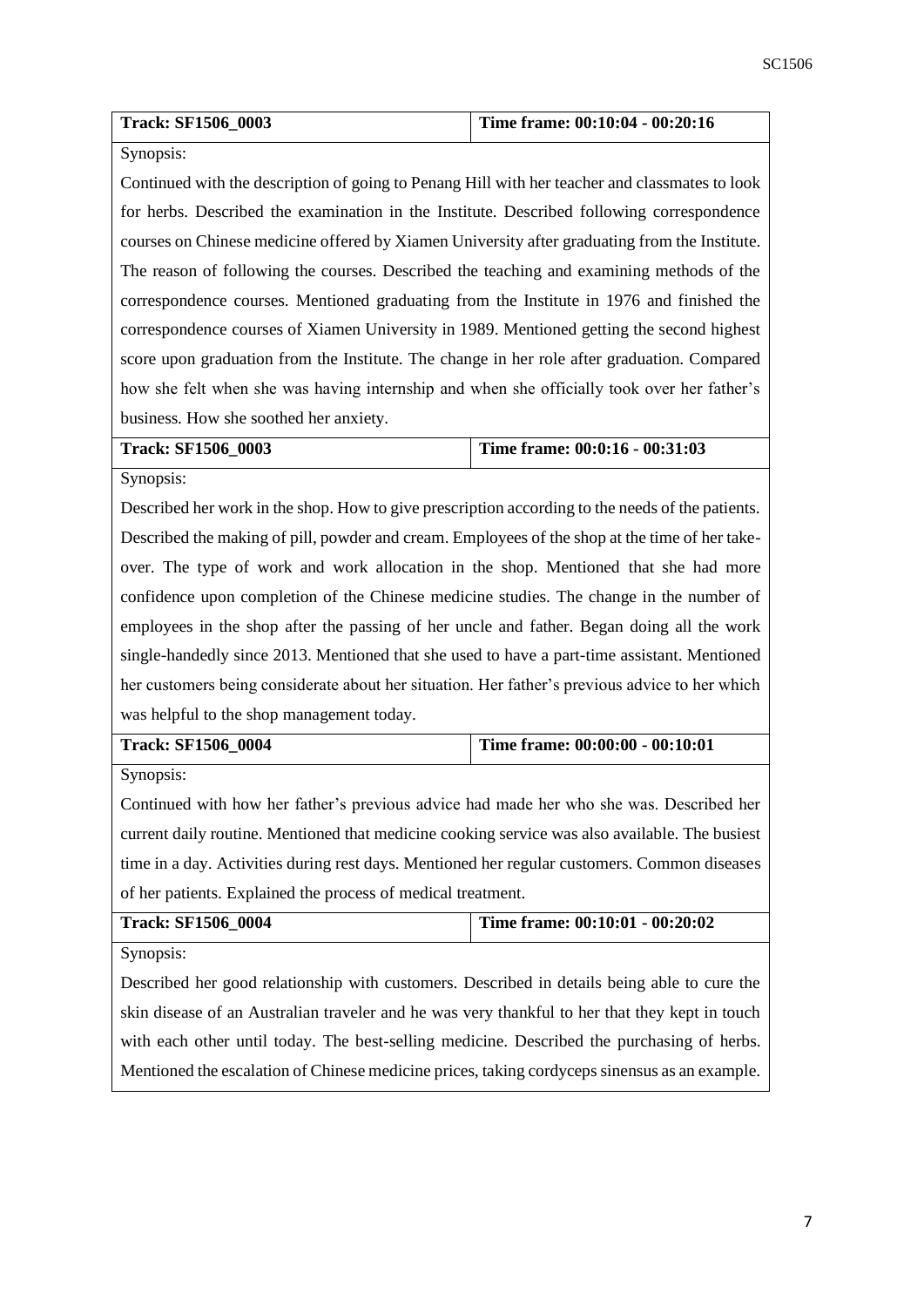| **Track: SF1506_0003** | **Time frame: 00:10:04 - 00:20:16** |
|---|---|

Synopsis:

Continued with the description of going to Penang Hill with her teacher and classmates to look for herbs. Described the examination in the Institute. Described following correspondence courses on Chinese medicine offered by Xiamen University after graduating from the Institute. The reason of following the courses. Described the teaching and examining methods of the correspondence courses. Mentioned graduating from the Institute in 1976 and finished the correspondence courses of Xiamen University in 1989. Mentioned getting the second highest score upon graduation from the Institute. The change in her role after graduation. Compared how she felt when she was having internship and when she officially took over her father's business. How she soothed her anxiety.

| **Track: SF1506_0003** | **Time frame: 00:0:16 - 00:31:03** |
|---|---|

Synopsis:

Described her work in the shop. How to give prescription according to the needs of the patients. Described the making of pill, powder and cream. Employees of the shop at the time of her take-over. The type of work and work allocation in the shop. Mentioned that she had more confidence upon completion of the Chinese medicine studies. The change in the number of employees in the shop after the passing of her uncle and father. Began doing all the work single-handedly since 2013. Mentioned that she used to have a part-time assistant. Mentioned her customers being considerate about her situation. Her father's previous advice to her which was helpful to the shop management today.

| **Track: SF1506_0004** | **Time frame: 00:00:00 - 00:10:01** |
|---|---|

Synopsis:

Continued with how her father's previous advice had made her who she was. Described her current daily routine. Mentioned that medicine cooking service was also available. The busiest time in a day. Activities during rest days. Mentioned her regular customers. Common diseases of her patients. Explained the process of medical treatment.

| **Track: SF1506_0004** | **Time frame: 00:10:01 - 00:20:02** |
|---|---|

Synopsis:

Described her good relationship with customers. Described in details being able to cure the skin disease of an Australian traveler and he was very thankful to her that they kept in touch with each other until today. The best-selling medicine. Described the purchasing of herbs. Mentioned the escalation of Chinese medicine prices, taking cordyceps sinensus as an example.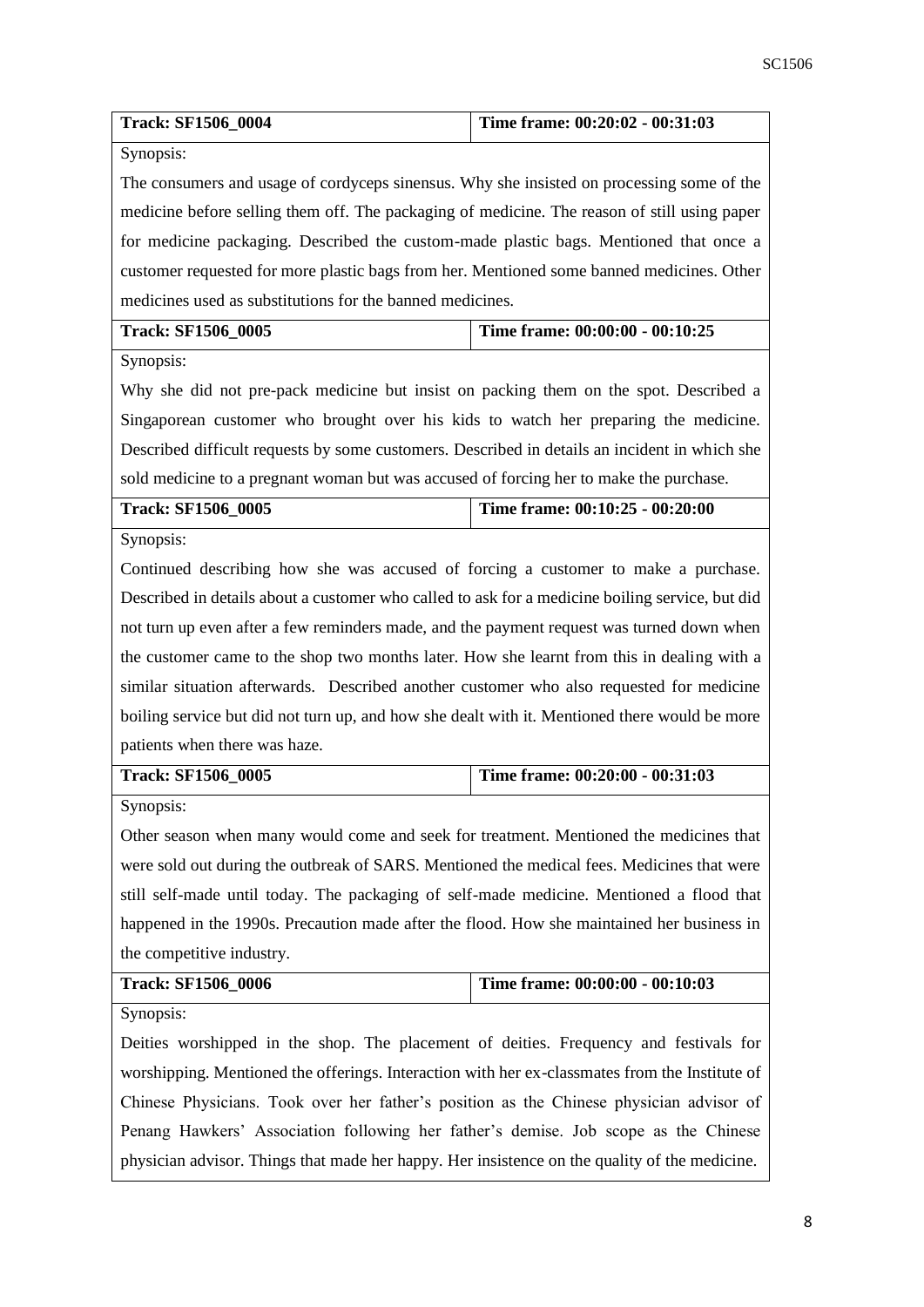| Track: SF1506_0004 | Time frame: 00:20:02 - 00:31:03 |
|---|---|
| Synopsis: The consumers and usage of cordyceps sinensus. Why she insisted on processing some of the medicine before selling them off. The packaging of medicine. The reason of still using paper for medicine packaging. Described the custom-made plastic bags. Mentioned that once a customer requested for more plastic bags from her. Mentioned some banned medicines. Other medicines used as substitutions for the banned medicines. | |
| **Track: SF1506_0005** | **Time frame: 00:00:00 - 00:10:25** |
| Synopsis: Why she did not pre-pack medicine but insist on packing them on the spot. Described a Singaporean customer who brought over his kids to watch her preparing the medicine. Described difficult requests by some customers. Described in details an incident in which she sold medicine to a pregnant woman but was accused of forcing her to make the purchase. | |
| **Track: SF1506_0005** | **Time frame: 00:10:25 - 00:20:00** |
| Synopsis: Continued describing how she was accused of forcing a customer to make a purchase. Described in details about a customer who called to ask for a medicine boiling service, but did not turn up even after a few reminders made, and the payment request was turned down when the customer came to the shop two months later. How she learnt from this in dealing with a similar situation afterwards. Described another customer who also requested for medicine boiling service but did not turn up, and how she dealt with it. Mentioned there would be more patients when there was haze. | |
| **Track: SF1506_0005** | **Time frame: 00:20:00 - 00:31:03** |
| Synopsis: Other season when many would come and seek for treatment. Mentioned the medicines that were sold out during the outbreak of SARS. Mentioned the medical fees. Medicines that were still self-made until today. The packaging of self-made medicine. Mentioned a flood that happened in the 1990s. Precaution made after the flood. How she maintained her business in the competitive industry. | |
| **Track: SF1506_0006** | **Time frame: 00:00:00 - 00:10:03** |
| Synopsis: Deities worshipped in the shop. The placement of deities. Frequency and festivals for worshipping. Mentioned the offerings. Interaction with her ex-classmates from the Institute of Chinese Physicians. Took over her father's position as the Chinese physician advisor of Penang Hawkers' Association following her father's demise. Job scope as the Chinese physician advisor. Things that made her happy. Her insistence on the quality of the medicine. | |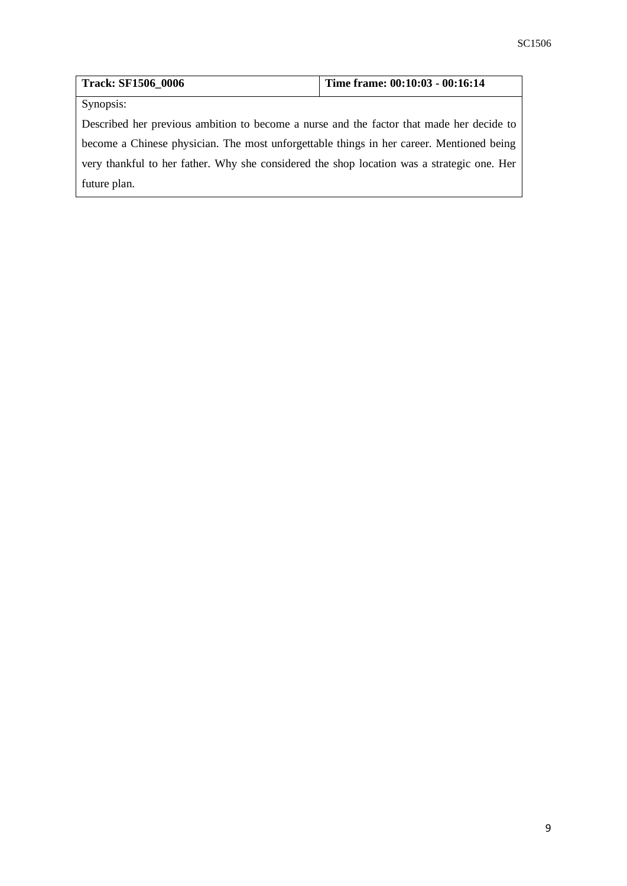| **Track: SF1506_0006** | **Time frame: 00:10:03 - 00:16:14** |
| --- | --- |
| Synopsis: | |
| Described her previous ambition to become a nurse and the factor that made her decide to become a Chinese physician. The most unforgettable things in her career. Mentioned being very thankful to her father. Why she considered the shop location was a strategic one. Her future plan. | |